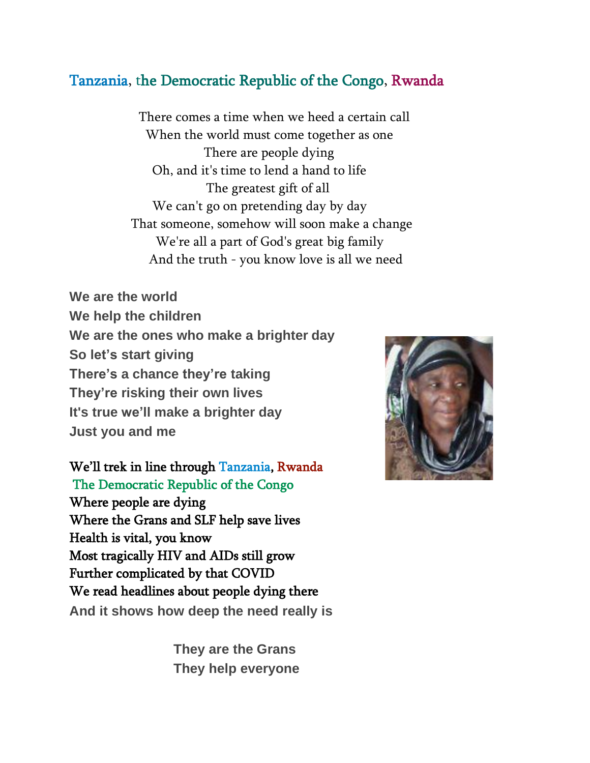Tanzania, the Democratic Republic of the Congo, Rwanda

There comes a time when we heed a certain call
When the world must come together as one
There are people dying
Oh, and it's time to lend a hand to life
The greatest gift of all
We can't go on pretending day by day
That someone, somehow will soon make a change
We're all a part of God's great big family
And the truth - you know love is all we need

**We are the world**
**We help the children**
**We are the ones who make a brighter day**
**So let's start giving**
**There's a chance they're taking**
**They're risking their own lives**
**It's true we'll make a brighter day**
**Just you and me**

We'll trek in line through Tanzania, Rwanda
The Democratic Republic of the Congo
Where people are dying
Where the Grans and SLF help save lives
Health is vital, you know
Most tragically HIV and AIDs still grow
Further complicated by that COVID
We read headlines about people dying there
**And it shows how deep the need really is**

**They are the Grans**
**They help everyone**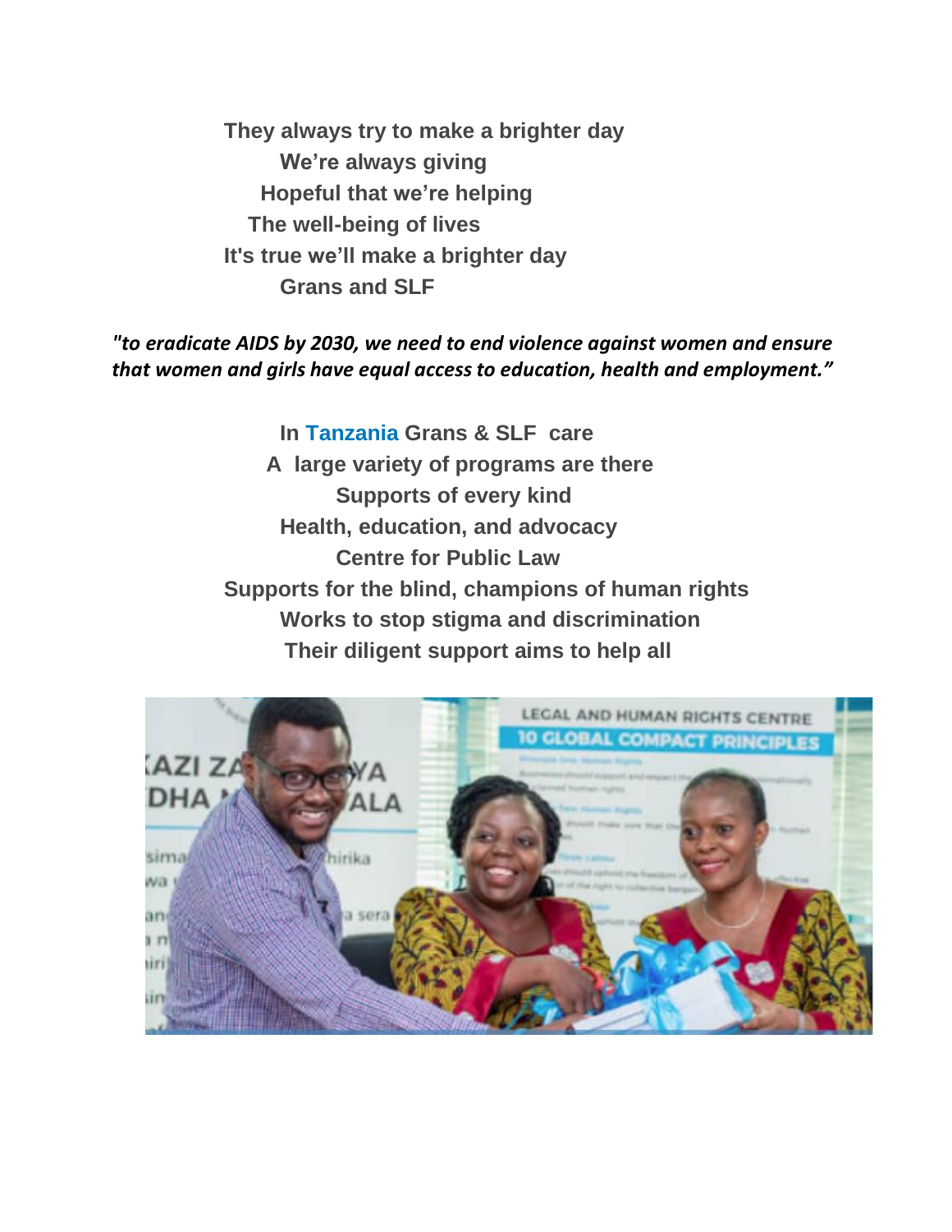**They always try to make a brighter day**
**We're always giving**
**Hopeful that we're helping**
**The well-being of lives**
**It's true we'll make a brighter day**
**Grans and SLF**

***"to eradicate AIDS by 2030, we need to end violence against women and ensure that women and girls have equal access to education, health and employment."***

**In Tanzania Grans & SLF care**
**A large variety of programs are there**
**Supports of every kind**
**Health, education, and advocacy**
**Centre for Public Law**
**Supports for the blind, champions of human rights**
**Works to stop stigma and discrimination**
**Their diligent support aims to help all**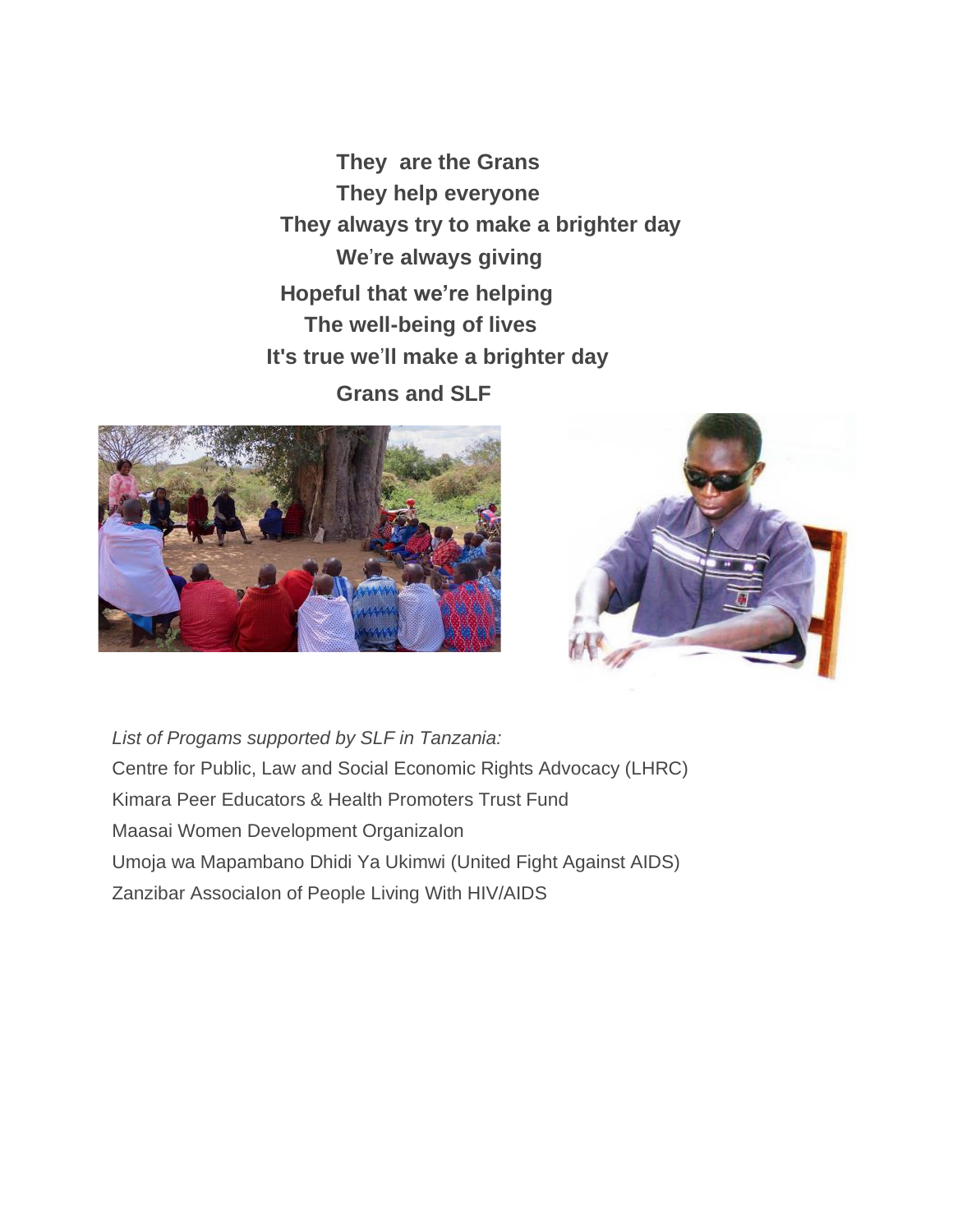**They are the Grans**
**They help everyone**
**They always try to make a brighter day**
**We're always giving**
**Hopeful that we're helping**
**The well-being of lives**
**It's true we'll make a brighter day**
**Grans and SLF**

*List of Progams supported by SLF in Tanzania:*

Centre for Public, Law and Social Economic Rights Advocacy (LHRC)
Kimara Peer Educators & Health Promoters Trust Fund
Maasai Women Development OrganizaIon
Umoja wa Mapambano Dhidi Ya Ukimwi (United Fight Against AIDS)
Zanzibar AssociaIon of People Living With HIV/AIDS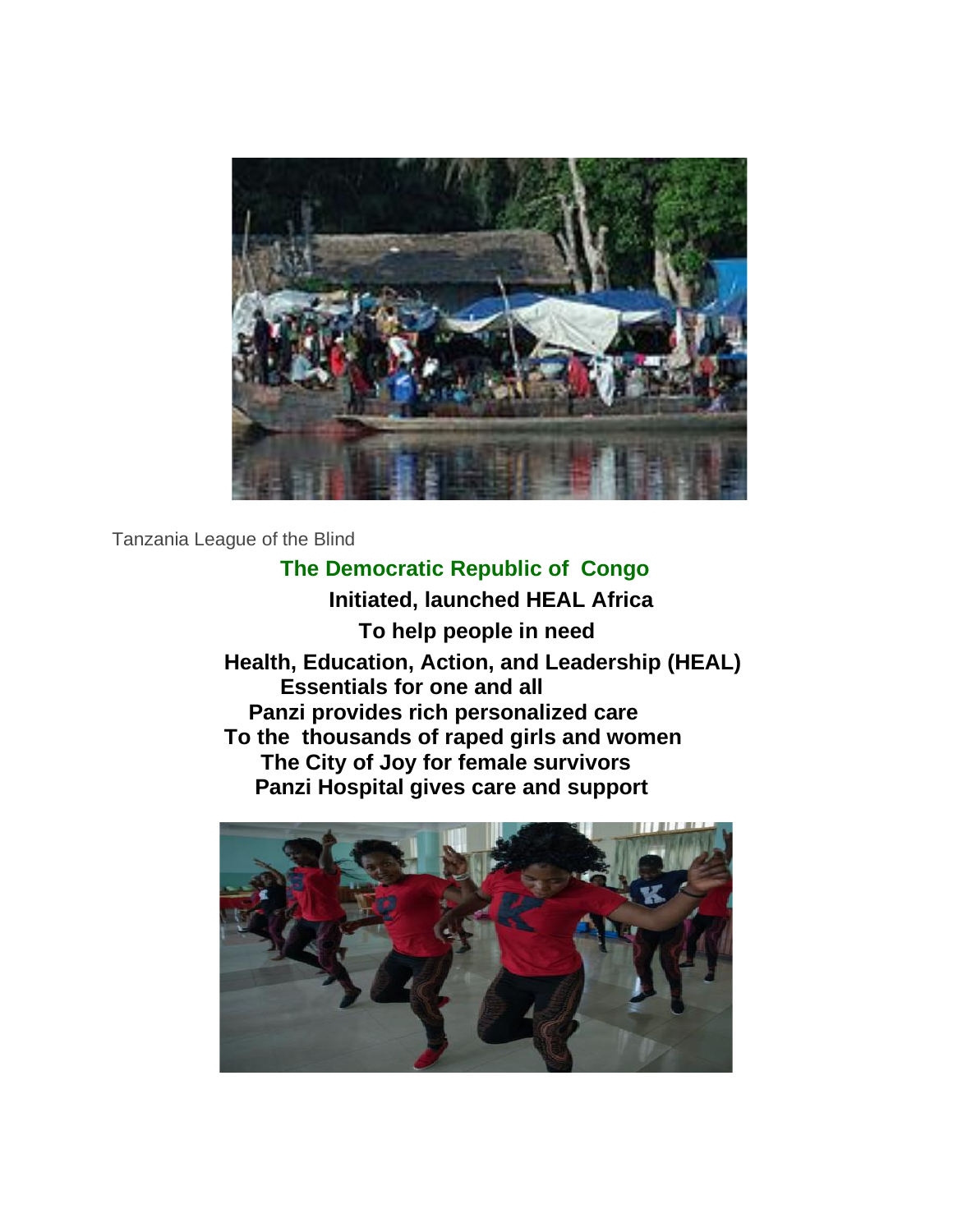Tanzania League of the Blind

## The Democratic Republic of Congo

**Initiated, launched HEAL Africa**

**To help people in need**

**Health, Education, Action, and Leadership (HEAL)**

**Essentials for one and all**

**Panzi provides rich personalized care**

**To the thousands of raped girls and women**

**The City of Joy for female survivors**

**Panzi Hospital gives care and support**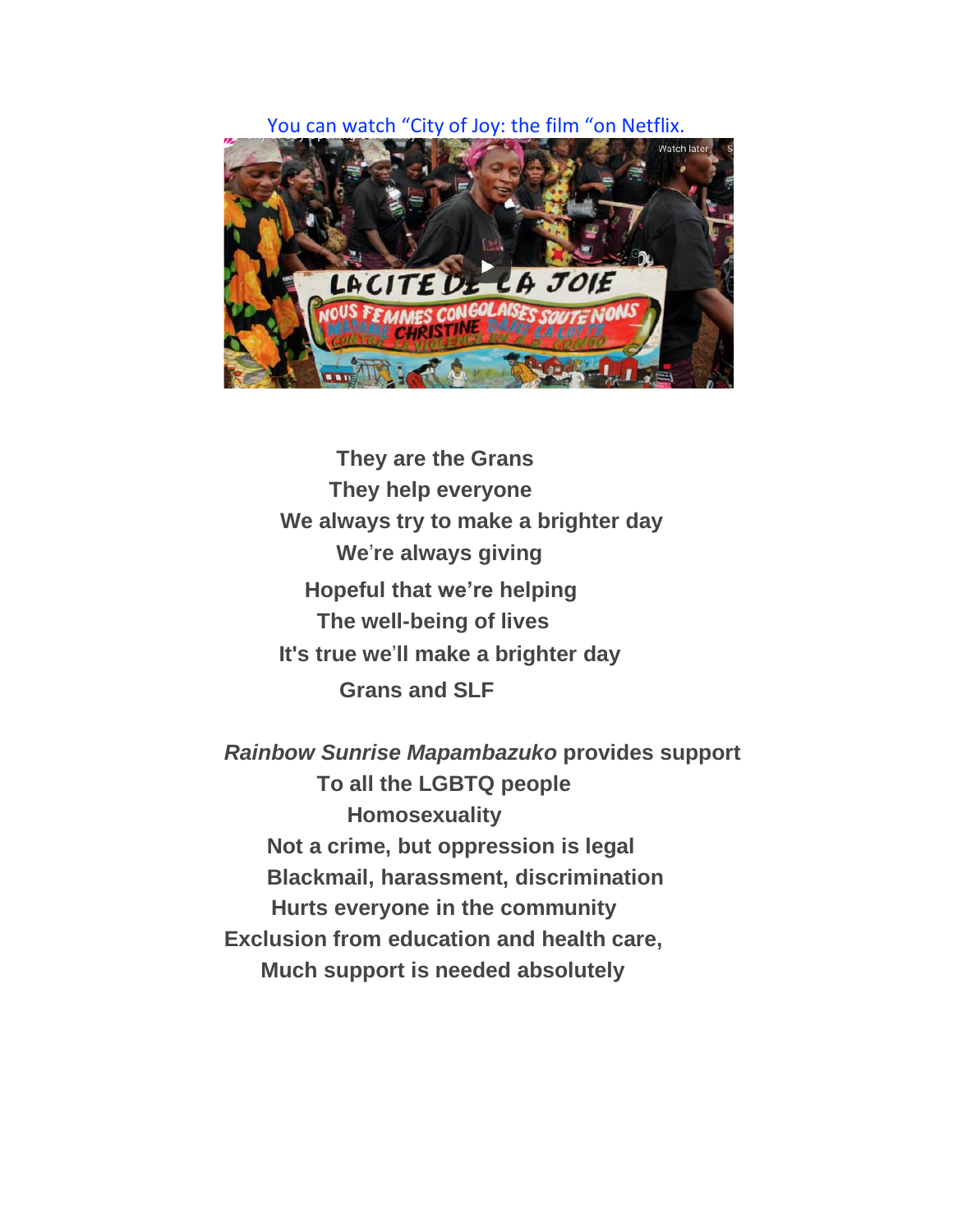You can watch "City of Joy: the film "on Netflix.

**They are the Grans**
**They help everyone**
**We always try to make a brighter day**
**We're always giving**
**Hopeful that we're helping**
**The well-being of lives**
**It's true we'll make a brighter day**
**Grans and SLF**

***Rainbow Sunrise Mapambazuko*** **provides support**
**To all the LGBTQ people**
**Homosexuality**
**Not a crime, but oppression is legal**
**Blackmail, harassment, discrimination**
**Hurts everyone in the community**
**Exclusion from education and health care,**
**Much support is needed absolutely**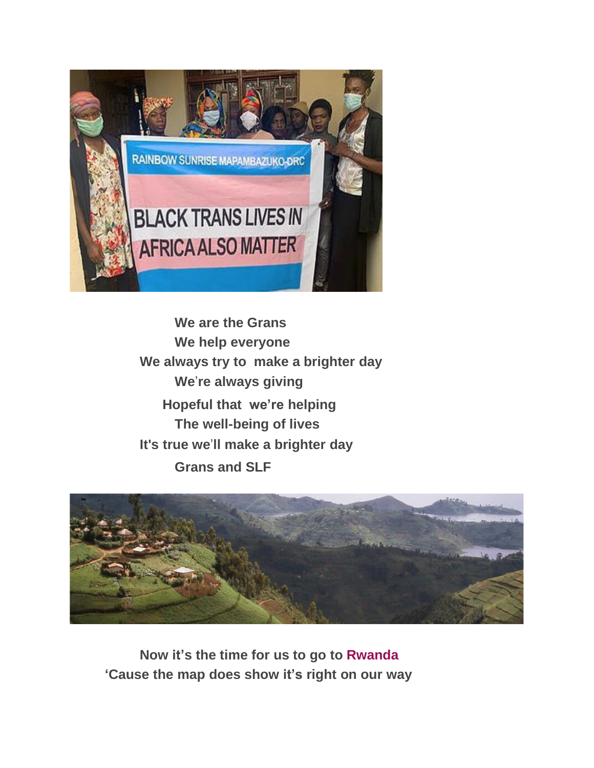**We are the Grans**
**We help everyone**
**We always try to make a brighter day**
**We're always giving**
**Hopeful that we're helping**
**The well-being of lives**
**It's true we'll make a brighter day**
**Grans and SLF**

**Now it's the time for us to go to Rwanda**
**'Cause the map does show it's right on our way**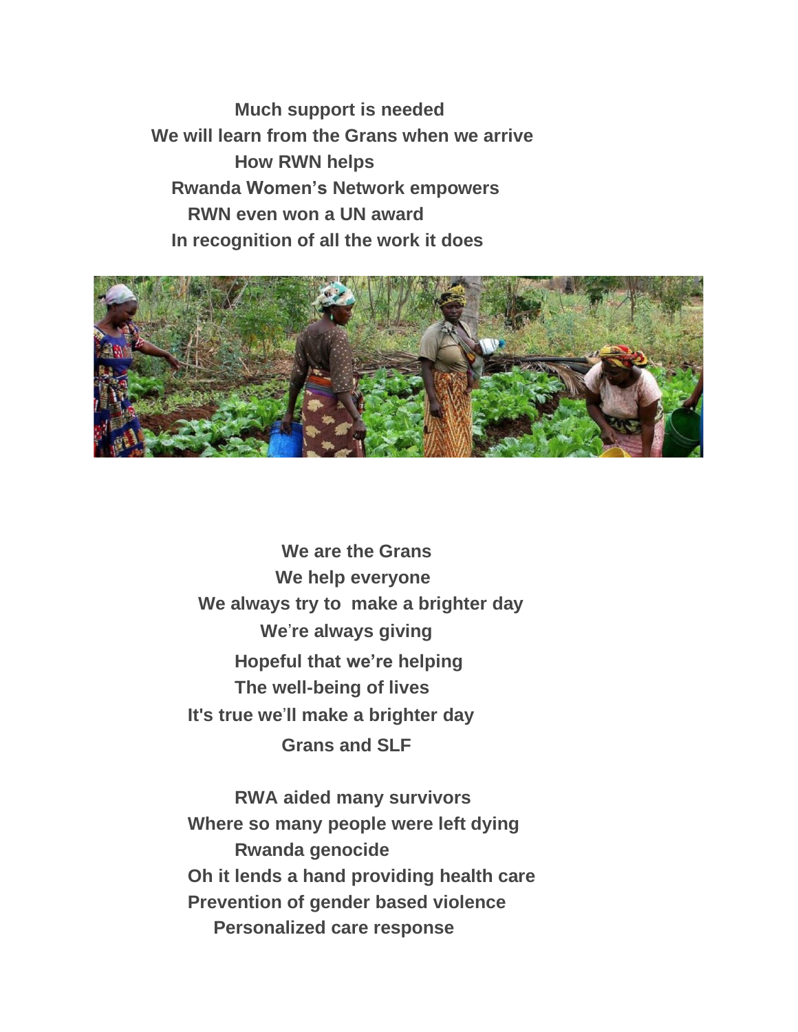**Much support is needed**
**We will learn from the Grans when we arrive**
**How RWN helps**
**Rwanda Women's Network empowers**
**RWN even won a UN award**
**In recognition of all the work it does**

**We are the Grans**
**We help everyone**
**We always try to make a brighter day**
**We're always giving**
**Hopeful that we're helping**
**The well-being of lives**
**It's true we'll make a brighter day**
**Grans and SLF**

**RWA aided many survivors**
**Where so many people were left dying**
**Rwanda genocide**
**Oh it lends a hand providing health care**
**Prevention of gender based violence**
**Personalized care response**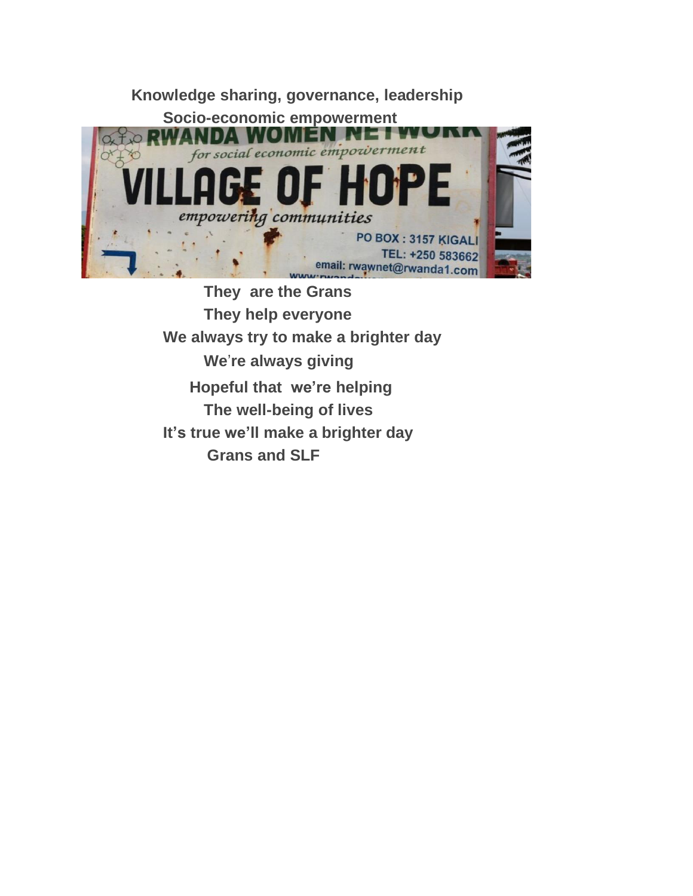**Knowledge sharing, governance, leadership**

**Socio-economic empowerment**

**They are the Grans**

**They help everyone**

**We always try to make a brighter day**

**We're always giving**

**Hopeful that we're helping**

**The well-being of lives**

**It's true we'll make a brighter day**

**Grans and SLF**